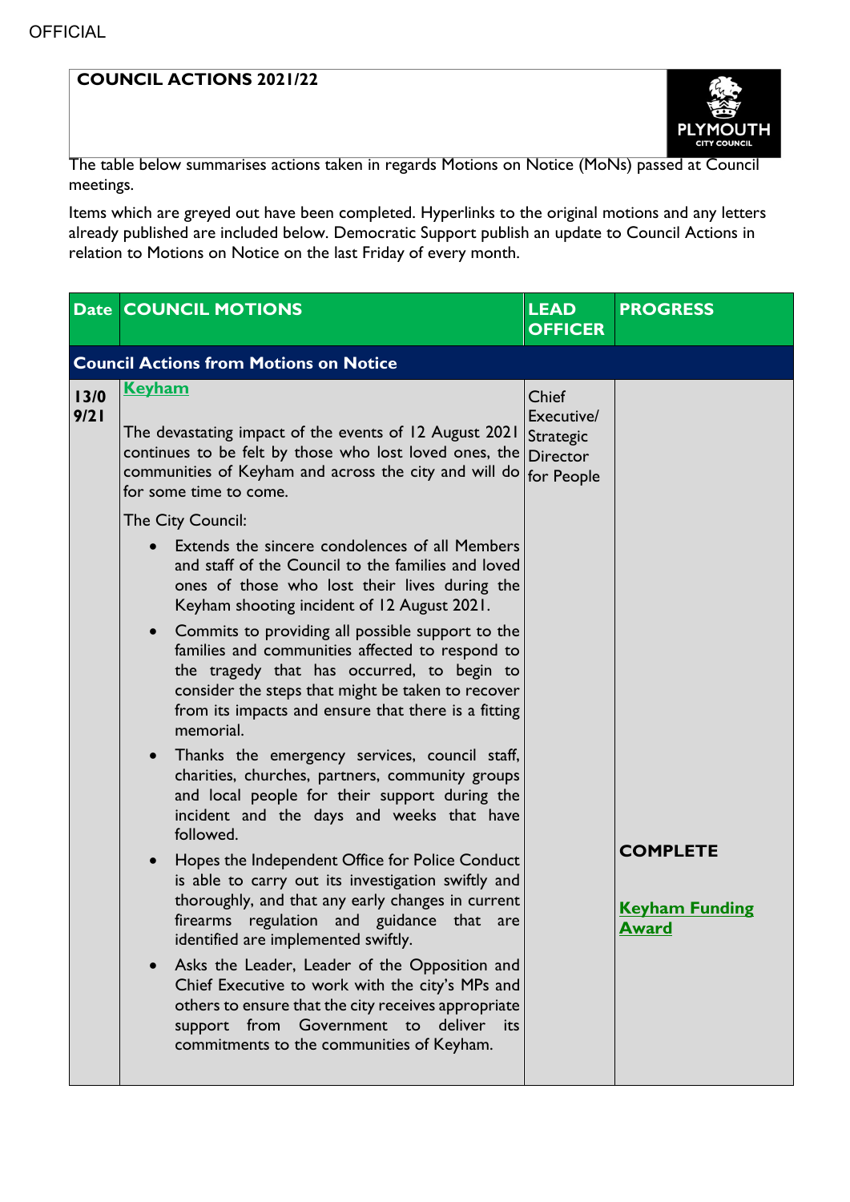OFFICIAL

# COUNCIL ACTIONS 2021/22

The table below summarises actions taken in regards Motions on Notice (MoNs) passed at Council meetings.

Items which are greyed out have been completed. Hyperlinks to the original motions and any letters already published are included below. Democratic Support publish an update to Council Actions in relation to Motions on Notice on the last Friday of every month.

| Date | COUNCIL MOTIONS | LEAD OFFICER | PROGRESS |
|---|---|---|---|
| **Council Actions from Motions on Notice** | | | |
| 13/09/21 | **Keyham**<br><br>The devastating impact of the events of 12 August 2021 continues to be felt by those who lost loved ones, the communities of Keyham and across the city and will do for some time to come.<br><br>The City Council:<br>• Extends the sincere condolences of all Members and staff of the Council to the families and loved ones of those who lost their lives during the Keyham shooting incident of 12 August 2021.<br>• Commits to providing all possible support to the families and communities affected to respond to the tragedy that has occurred, to begin to consider the steps that might be taken to recover from its impacts and ensure that there is a fitting memorial.<br>• Thanks the emergency services, council staff, charities, churches, partners, community groups and local people for their support during the incident and the days and weeks that have followed.<br>• Hopes the Independent Office for Police Conduct is able to carry out its investigation swiftly and thoroughly, and that any early changes in current firearms regulation and guidance that are identified are implemented swiftly.<br>• Asks the Leader, Leader of the Opposition and Chief Executive to work with the city's MPs and others to ensure that the city receives appropriate support from Government to deliver its commitments to the communities of Keyham. | Chief Executive/ Strategic Director for People | **COMPLETE**<br><br>**Keyham Funding Award** |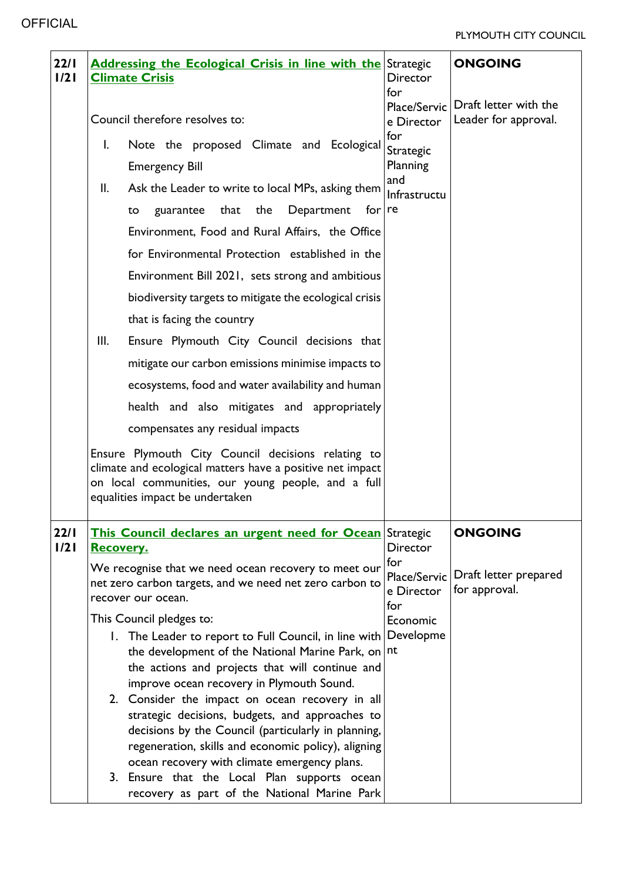| | | | |
|---|---|---|---|
| 22/11/21 | **Addressing the Ecological Crisis in line with the Climate Crisis**<br><br>Council therefore resolves to:<br><br>I. Note the proposed Climate and Ecological Emergency Bill<br>II. Ask the Leader to write to local MPs, asking them to guarantee that the Department for Environment, Food and Rural Affairs, the Office for Environmental Protection established in the Environment Bill 2021, sets strong and ambitious biodiversity targets to mitigate the ecological crisis that is facing the country<br>III. Ensure Plymouth City Council decisions that mitigate our carbon emissions minimise impacts to ecosystems, food and water availability and human health and also mitigates and appropriately compensates any residual impacts<br><br>Ensure Plymouth City Council decisions relating to climate and ecological matters have a positive net impact on local communities, our young people, and a full equalities impact be undertaken | Strategic Director for Place/Service Director for Strategic Planning and Infrastructure | **ONGOING**<br><br>Draft letter with the Leader for approval. |
| 22/11/21 | **This Council declares an urgent need for Ocean Recovery.**<br><br>We recognise that we need ocean recovery to meet our net zero carbon targets, and we need net zero carbon to recover our ocean.<br><br>This Council pledges to:<br><br>1. The Leader to report to Full Council, in line with the development of the National Marine Park, on the actions and projects that will continue and improve ocean recovery in Plymouth Sound.<br>2. Consider the impact on ocean recovery in all strategic decisions, budgets, and approaches to decisions by the Council (particularly in planning, regeneration, skills and economic policy), aligning ocean recovery with climate emergency plans.<br>3. Ensure that the Local Plan supports ocean recovery as part of the National Marine Park | Strategic Director for Place/Service Director for Economic Development | **ONGOING**<br><br>Draft letter prepared for approval. |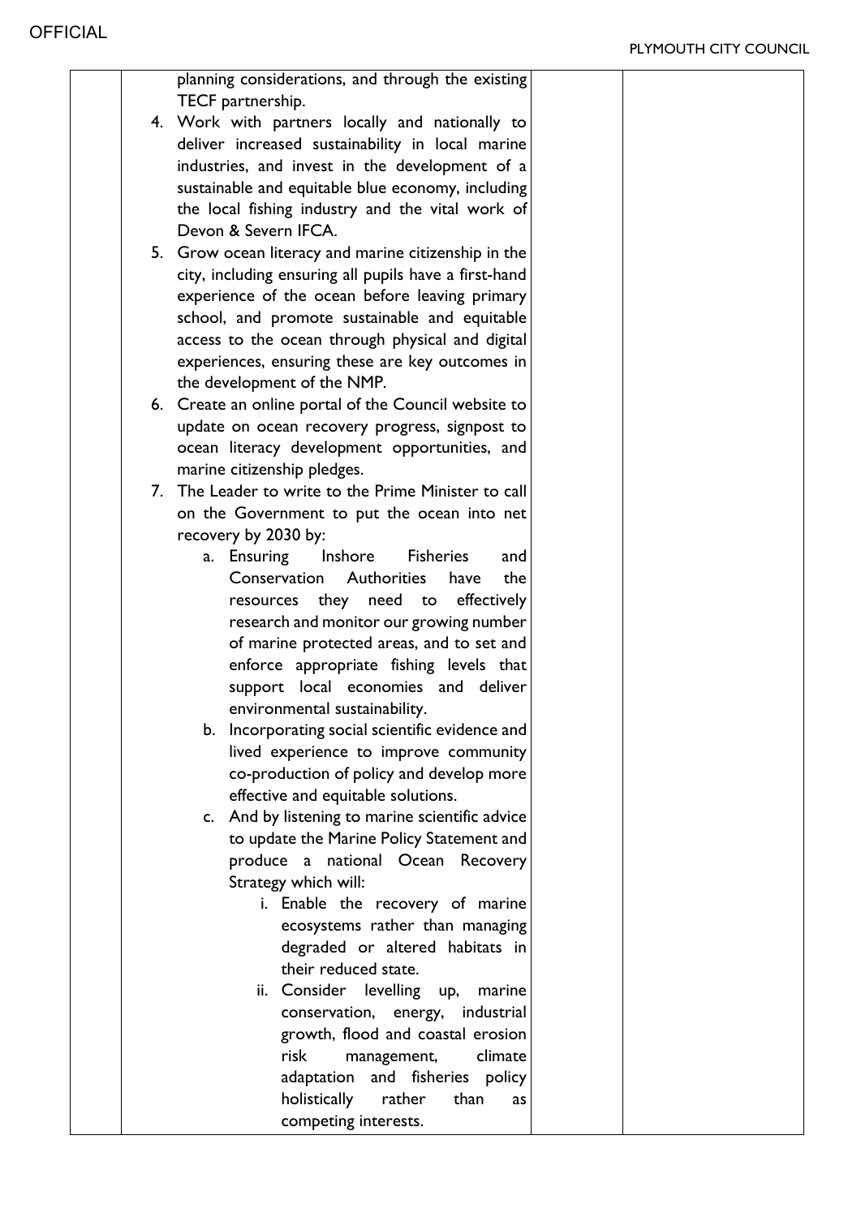| | | | |
|---|---|---|---|
| | planning considerations, and through the existing TECF partnership.<br>4. Work with partners locally and nationally to deliver increased sustainability in local marine industries, and invest in the development of a sustainable and equitable blue economy, including the local fishing industry and the vital work of Devon & Severn IFCA.<br>5. Grow ocean literacy and marine citizenship in the city, including ensuring all pupils have a first-hand experience of the ocean before leaving primary school, and promote sustainable and equitable access to the ocean through physical and digital experiences, ensuring these are key outcomes in the development of the NMP.<br>6. Create an online portal of the Council website to update on ocean recovery progress, signpost to ocean literacy development opportunities, and marine citizenship pledges.<br>7. The Leader to write to the Prime Minister to call on the Government to put the ocean into net recovery by 2030 by:<br>a. Ensuring Inshore Fisheries and Conservation Authorities have the resources they need to effectively research and monitor our growing number of marine protected areas, and to set and enforce appropriate fishing levels that support local economies and deliver environmental sustainability.<br>b. Incorporating social scientific evidence and lived experience to improve community co-production of policy and develop more effective and equitable solutions.<br>c. And by listening to marine scientific advice to update the Marine Policy Statement and produce a national Ocean Recovery Strategy which will:<br>i. Enable the recovery of marine ecosystems rather than managing degraded or altered habitats in their reduced state.<br>ii. Consider levelling up, marine conservation, energy, industrial growth, flood and coastal erosion risk management, climate adaptation and fisheries policy holistically rather than as competing interests. | | |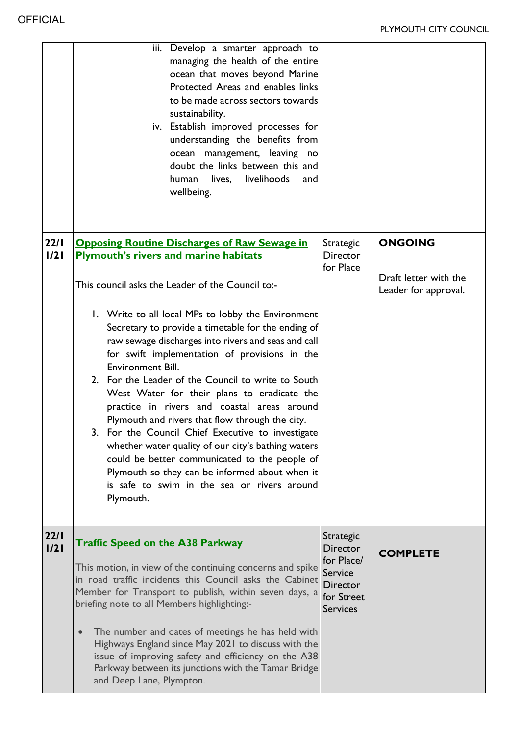| | | | |
|---|---|---|---|
| | iii. Develop a smarter approach to managing the health of the entire ocean that moves beyond Marine Protected Areas and enables links to be made across sectors towards sustainability.<br>iv. Establish improved processes for understanding the benefits from ocean management, leaving no doubt the links between this and human lives, livelihoods and wellbeing. | | |
| 22/11/21 | **Opposing Routine Discharges of Raw Sewage in Plymouth's rivers and marine habitats**<br><br>This council asks the Leader of the Council to:-<br><br>1. Write to all local MPs to lobby the Environment Secretary to provide a timetable for the ending of raw sewage discharges into rivers and seas and call for swift implementation of provisions in the Environment Bill.<br>2. For the Leader of the Council to write to South West Water for their plans to eradicate the practice in rivers and coastal areas around Plymouth and rivers that flow through the city.<br>3. For the Council Chief Executive to investigate whether water quality of our city's bathing waters could be better communicated to the people of Plymouth so they can be informed about when it is safe to swim in the sea or rivers around Plymouth. | Strategic Director for Place | **ONGOING**<br><br>Draft letter with the Leader for approval. |
| 22/11/21 | **Traffic Speed on the A38 Parkway**<br><br>This motion, in view of the continuing concerns and spike in road traffic incidents this Council asks the Cabinet Member for Transport to publish, within seven days, a briefing note to all Members highlighting:-<br><br>• The number and dates of meetings he has held with Highways England since May 2021 to discuss with the issue of improving safety and efficiency on the A38 Parkway between its junctions with the Tamar Bridge and Deep Lane, Plympton. | Strategic Director for Place/ Service Director for Street Services | **COMPLETE** |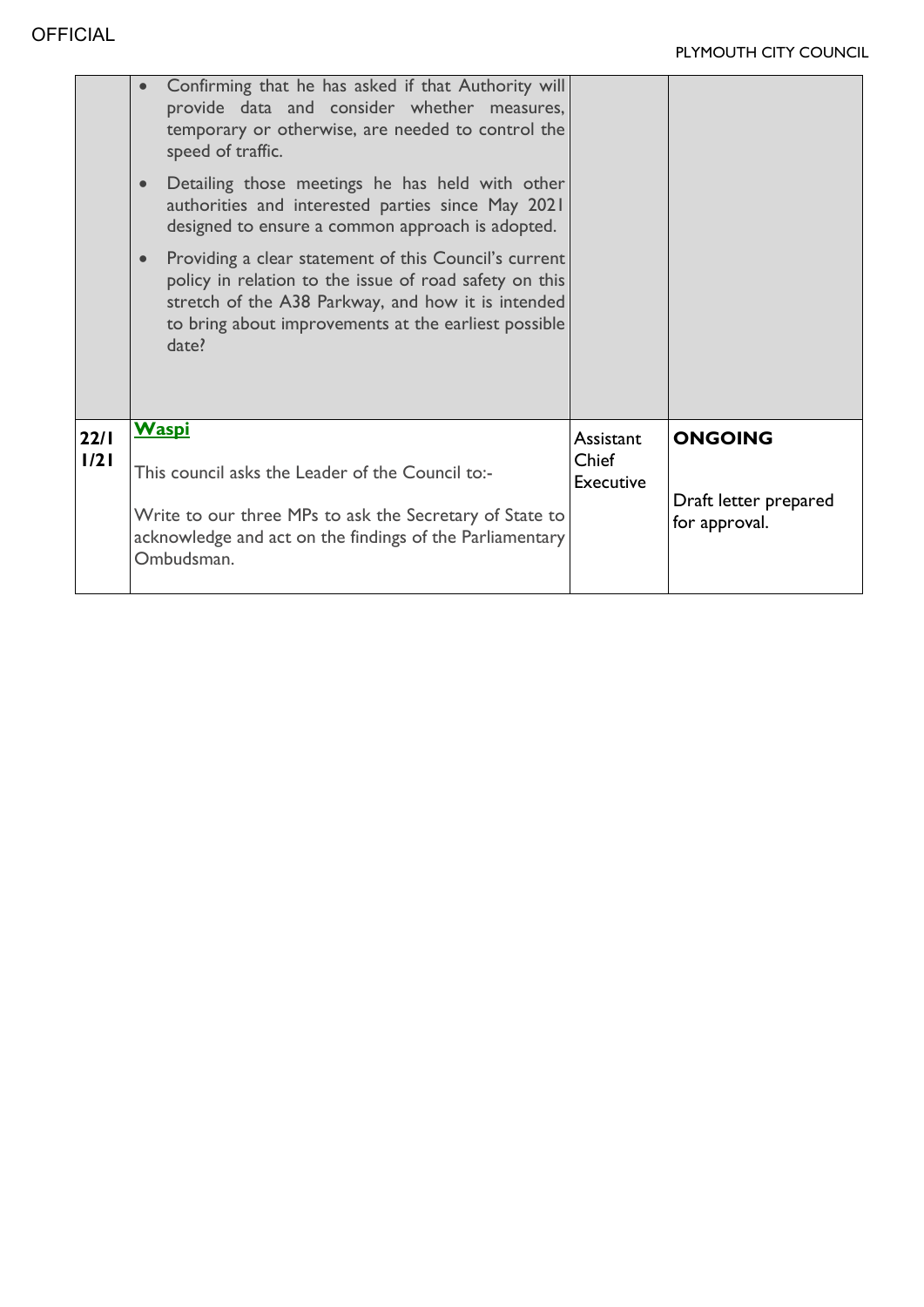| | | | |
|---|---|---|---|
| | • Confirming that he has asked if that Authority will provide data and consider whether measures, temporary or otherwise, are needed to control the speed of traffic.<br>• Detailing those meetings he has held with other authorities and interested parties since May 2021 designed to ensure a common approach is adopted.<br>• Providing a clear statement of this Council's current policy in relation to the issue of road safety on this stretch of the A38 Parkway, and how it is intended to bring about improvements at the earliest possible date? | | |
| **22/11/21** | **Waspi**<br><br>This council asks the Leader of the Council to:-<br><br>Write to our three MPs to ask the Secretary of State to acknowledge and act on the findings of the Parliamentary Ombudsman. | Assistant Chief Executive | **ONGOING**<br><br>Draft letter prepared for approval. |